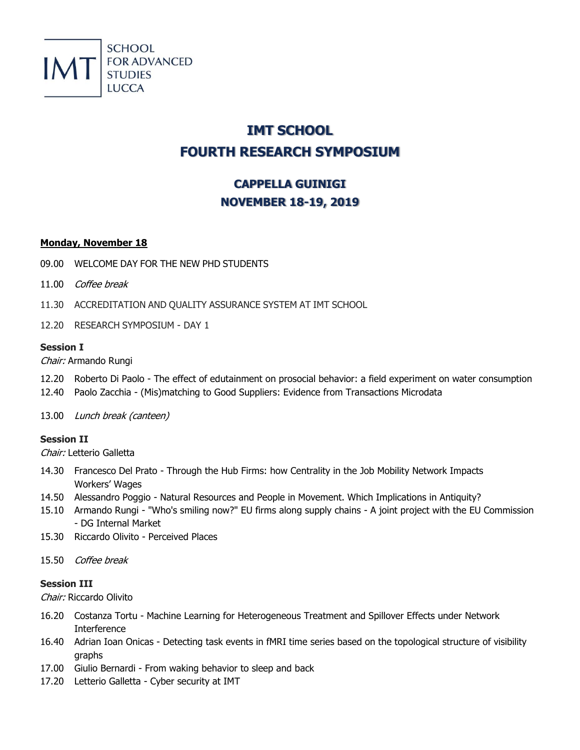IMT SCHOOL FOR ADVANCED STUDIES LUCCA

# IMT SCHOOL
# FOURTH RESEARCH SYMPOSIUM

## CAPPELLA GUINIGI
## NOVEMBER 18-19, 2019

**Monday, November 18**

09.00 WELCOME DAY FOR THE NEW PHD STUDENTS

11.00 *Coffee break*

11.30 ACCREDITATION AND QUALITY ASSURANCE SYSTEM AT IMT SCHOOL

12.20 RESEARCH SYMPOSIUM - DAY 1

**Session I**

*Chair:* Armando Rungi

12.20 Roberto Di Paolo - The effect of edutainment on prosocial behavior: a field experiment on water consumption
12.40 Paolo Zacchia - (Mis)matching to Good Suppliers: Evidence from Transactions Microdata

13.00 *Lunch break (canteen)*

**Session II**

*Chair:* Letterio Galletta

14.30 Francesco Del Prato - Through the Hub Firms: how Centrality in the Job Mobility Network Impacts Workers' Wages
14.50 Alessandro Poggio - Natural Resources and People in Movement. Which Implications in Antiquity?
15.10 Armando Rungi - "Who's smiling now?" EU firms along supply chains - A joint project with the EU Commission - DG Internal Market
15.30 Riccardo Olivito - Perceived Places

15.50 *Coffee break*

**Session III**

*Chair:* Riccardo Olivito

16.20 Costanza Tortu - Machine Learning for Heterogeneous Treatment and Spillover Effects under Network Interference
16.40 Adrian Ioan Onicas - Detecting task events in fMRI time series based on the topological structure of visibility graphs
17.00 Giulio Bernardi - From waking behavior to sleep and back
17.20 Letterio Galletta - Cyber security at IMT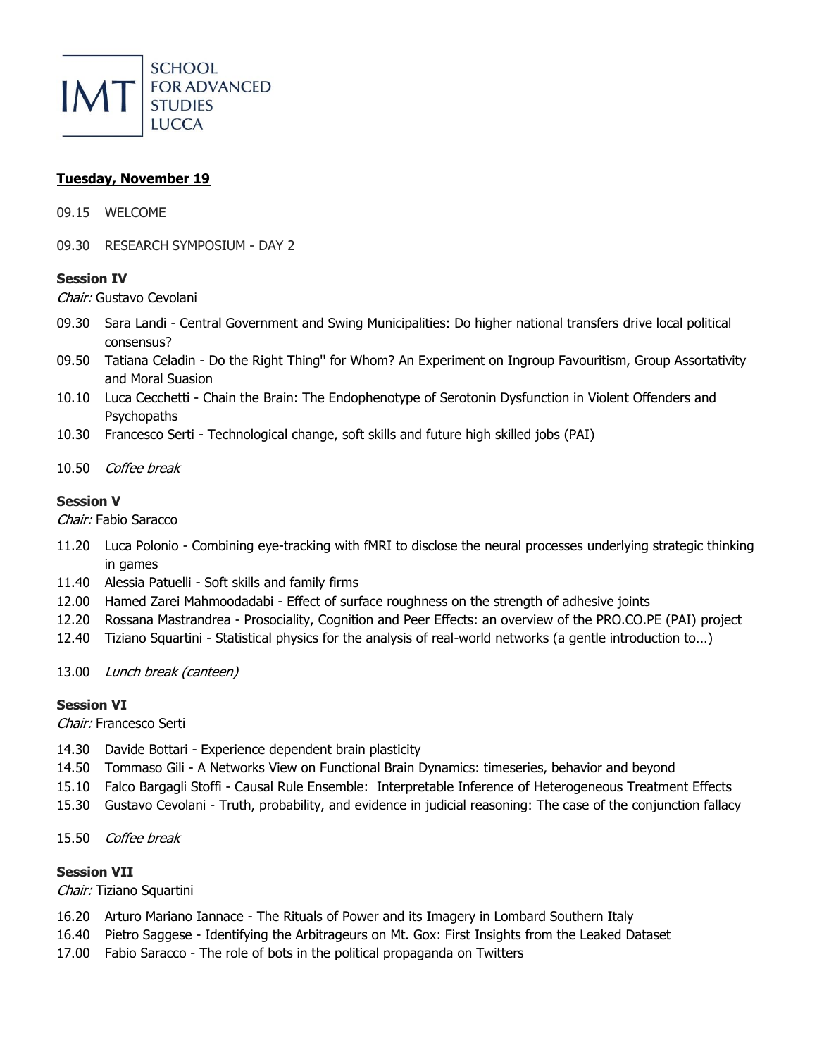IMT SCHOOL FOR ADVANCED STUDIES LUCCA

**<u>Tuesday, November 19</u>**

09.15 WELCOME

09.30 RESEARCH SYMPOSIUM - DAY 2

**Session IV**

*Chair:* Gustavo Cevolani

09.30 Sara Landi - Central Government and Swing Municipalities: Do higher national transfers drive local political consensus?

09.50 Tatiana Celadin - Do the Right Thing'' for Whom? An Experiment on Ingroup Favouritism, Group Assortativity and Moral Suasion

10.10 Luca Cecchetti - Chain the Brain: The Endophenotype of Serotonin Dysfunction in Violent Offenders and Psychopaths

10.30 Francesco Serti - Technological change, soft skills and future high skilled jobs (PAI)

10.50 *Coffee break*

**Session V**

*Chair:* Fabio Saracco

11.20 Luca Polonio - Combining eye-tracking with fMRI to disclose the neural processes underlying strategic thinking in games

11.40 Alessia Patuelli - Soft skills and family firms

12.00 Hamed Zarei Mahmoodadabi - Effect of surface roughness on the strength of adhesive joints

12.20 Rossana Mastrandrea - Prosociality, Cognition and Peer Effects: an overview of the PRO.CO.PE (PAI) project

12.40 Tiziano Squartini - Statistical physics for the analysis of real-world networks (a gentle introduction to...)

13.00 *Lunch break (canteen)*

**Session VI**

*Chair:* Francesco Serti

14.30 Davide Bottari - Experience dependent brain plasticity

14.50 Tommaso Gili - A Networks View on Functional Brain Dynamics: timeseries, behavior and beyond

15.10 Falco Bargagli Stoffi - Causal Rule Ensemble: Interpretable Inference of Heterogeneous Treatment Effects

15.30 Gustavo Cevolani - Truth, probability, and evidence in judicial reasoning: The case of the conjunction fallacy

15.50 *Coffee break*

**Session VII**

*Chair:* Tiziano Squartini

16.20 Arturo Mariano Iannace - The Rituals of Power and its Imagery in Lombard Southern Italy

16.40 Pietro Saggese - Identifying the Arbitrageurs on Mt. Gox: First Insights from the Leaked Dataset

17.00 Fabio Saracco - The role of bots in the political propaganda on Twitters